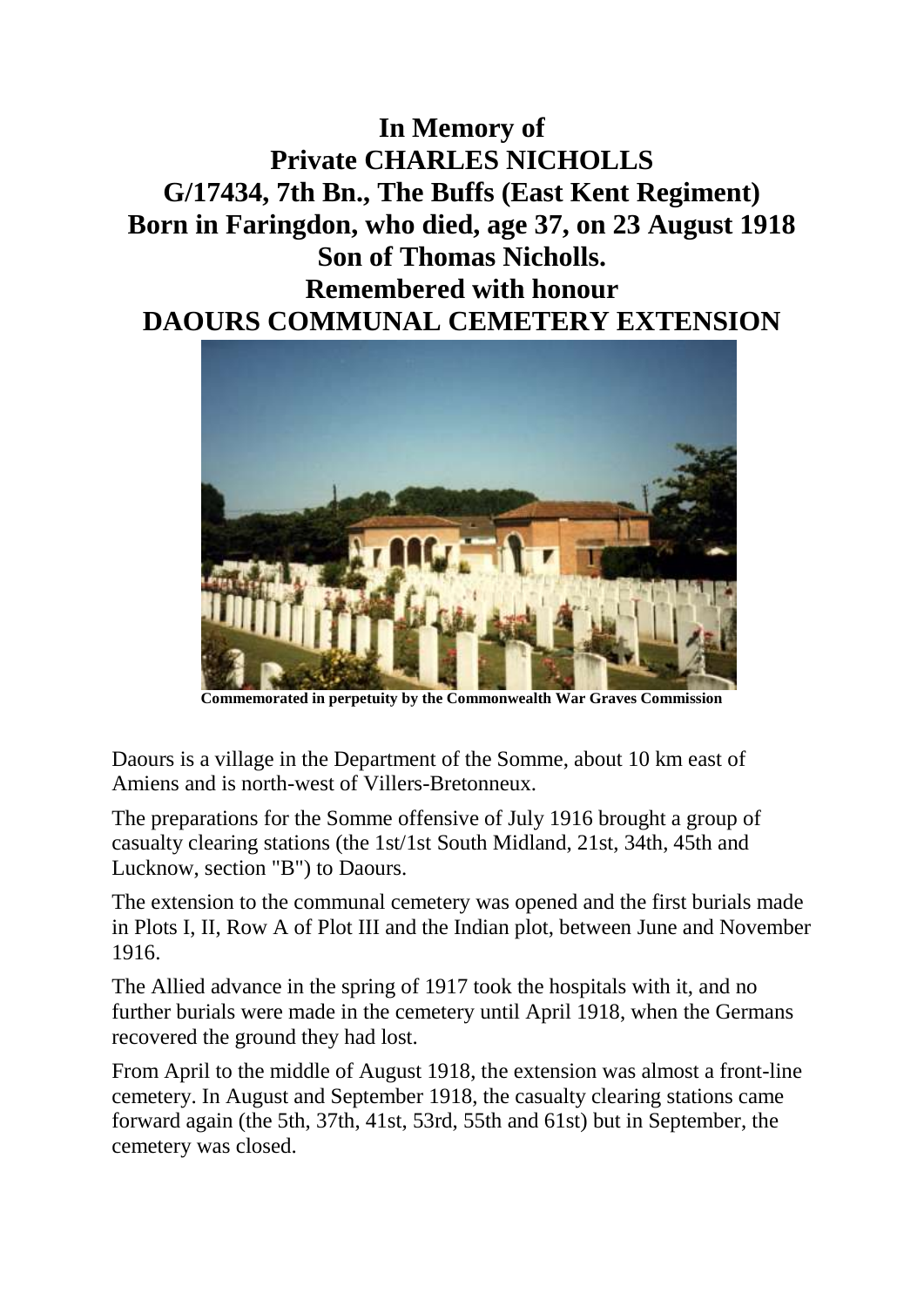# In Memory of
# Private CHARLES NICHOLLS
# G/17434, 7th Bn., The Buffs (East Kent Regiment)
# Born in Faringdon, who died, age 37, on 23 August 1918
# Son of Thomas Nicholls.
# Remembered with honour
# DAOURS COMMUNAL CEMETERY EXTENSION

**Commemorated in perpetuity by the Commonwealth War Graves Commission**

Daours is a village in the Department of the Somme, about 10 km east of Amiens and is north-west of Villers-Bretonneux.

The preparations for the Somme offensive of July 1916 brought a group of casualty clearing stations (the 1st/1st South Midland, 21st, 34th, 45th and Lucknow, section "B") to Daours.

The extension to the communal cemetery was opened and the first burials made in Plots I, II, Row A of Plot III and the Indian plot, between June and November 1916.

The Allied advance in the spring of 1917 took the hospitals with it, and no further burials were made in the cemetery until April 1918, when the Germans recovered the ground they had lost.

From April to the middle of August 1918, the extension was almost a front-line cemetery. In August and September 1918, the casualty clearing stations came forward again (the 5th, 37th, 41st, 53rd, 55th and 61st) but in September, the cemetery was closed.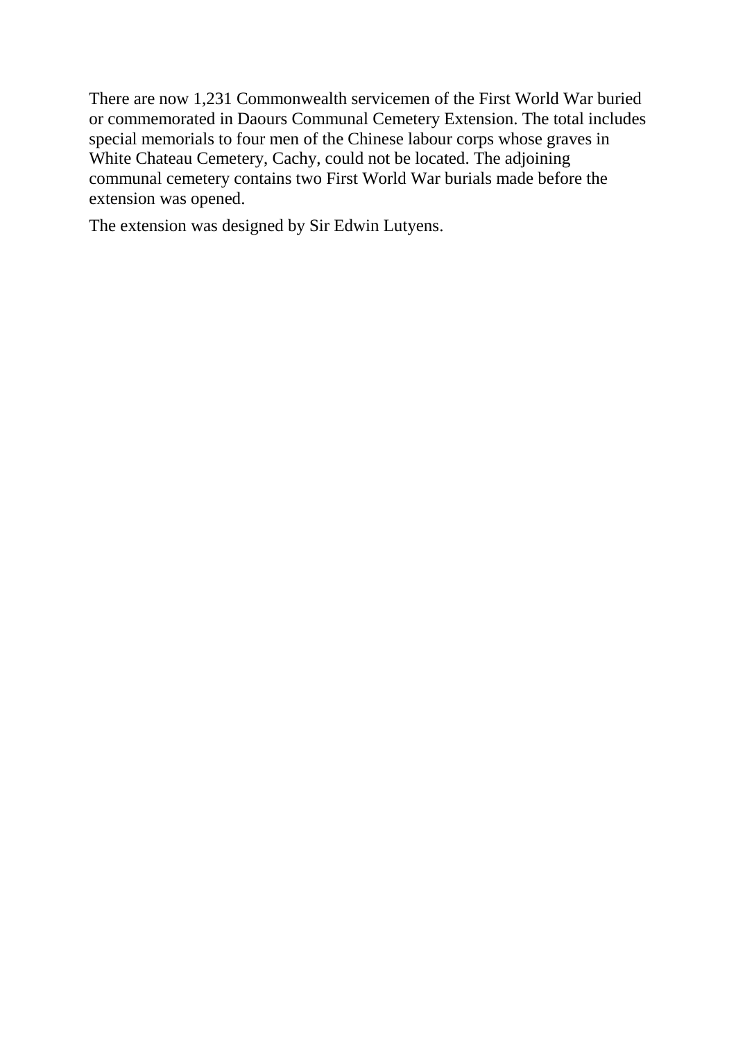There are now 1,231 Commonwealth servicemen of the First World War buried or commemorated in Daours Communal Cemetery Extension. The total includes special memorials to four men of the Chinese labour corps whose graves in White Chateau Cemetery, Cachy, could not be located. The adjoining communal cemetery contains two First World War burials made before the extension was opened.

The extension was designed by Sir Edwin Lutyens.